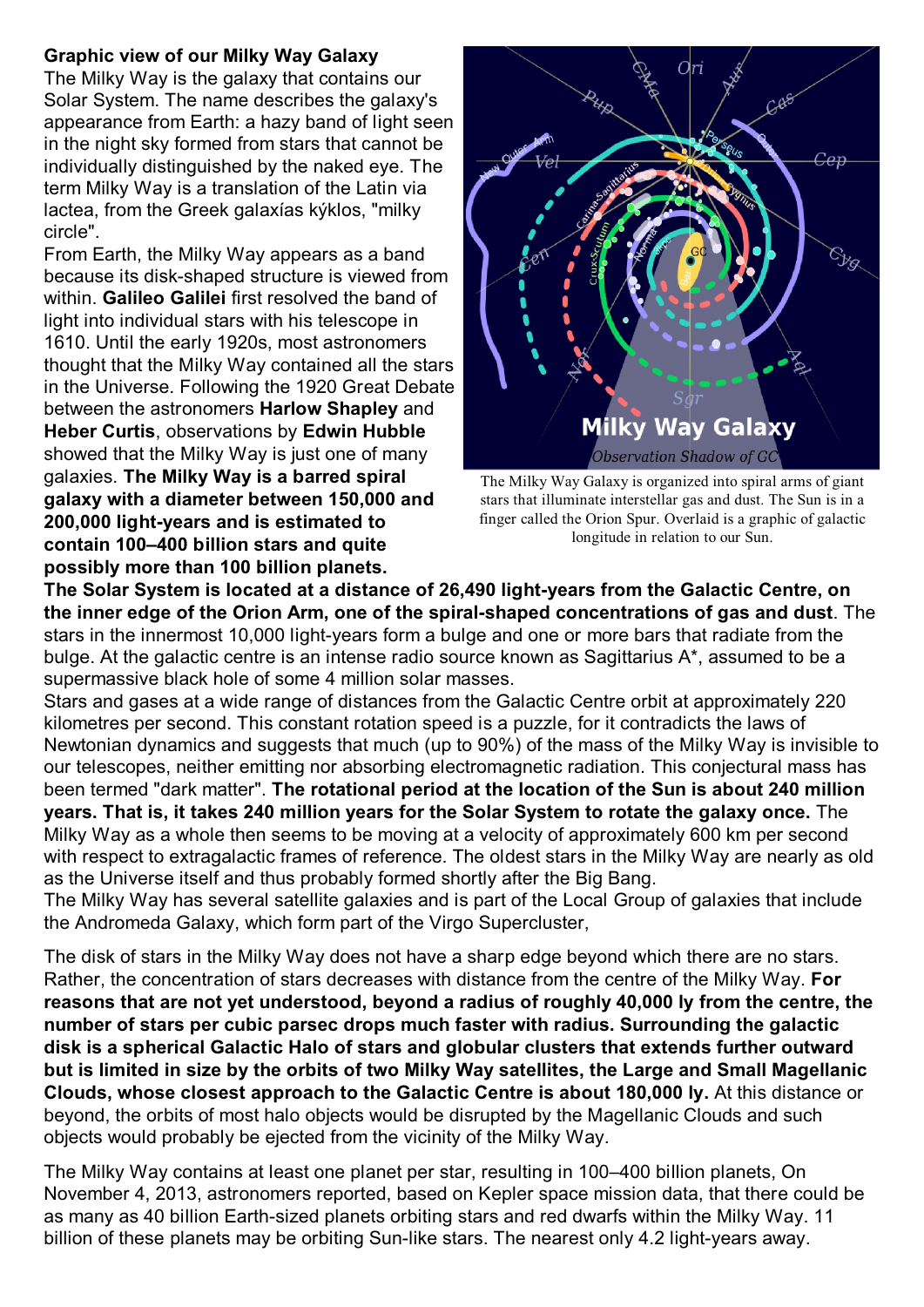**Graphic view of our Milky Way Galaxy**

The Milky Way is the galaxy that contains our Solar System. The name describes the galaxy's appearance from Earth: a hazy band of light seen in the night sky formed from stars that cannot be individually distinguished by the naked eye. The term Milky Way is a translation of the Latin via lactea, from the Greek galaxías kýklos, "milky circle".

From Earth, the Milky Way appears as a band because its disk-shaped structure is viewed from within. **Galileo Galilei** first resolved the band of light into individual stars with his telescope in 1610. Until the early 1920s, most astronomers thought that the Milky Way contained all the stars in the Universe. Following the 1920 Great Debate between the astronomers **Harlow Shapley** and **Heber Curtis**, observations by **Edwin Hubble** showed that the Milky Way is just one of many galaxies. **The Milky Way is a barred spiral galaxy with a diameter between 150,000 and 200,000 light-years and is estimated to contain 100–400 billion stars and quite possibly more than 100 billion planets.**

The Milky Way Galaxy is organized into spiral arms of giant stars that illuminate interstellar gas and dust. The Sun is in a finger called the Orion Spur. Overlaid is a graphic of galactic longitude in relation to our Sun.

**The Solar System is located at a distance of 26,490 light-years from the Galactic Centre, on the inner edge of the Orion Arm, one of the spiral-shaped concentrations of gas and dust**. The stars in the innermost 10,000 light-years form a bulge and one or more bars that radiate from the bulge. At the galactic centre is an intense radio source known as Sagittarius A*, assumed to be a supermassive black hole of some 4 million solar masses.

Stars and gases at a wide range of distances from the Galactic Centre orbit at approximately 220 kilometres per second. This constant rotation speed is a puzzle, for it contradicts the laws of Newtonian dynamics and suggests that much (up to 90%) of the mass of the Milky Way is invisible to our telescopes, neither emitting nor absorbing electromagnetic radiation. This conjectural mass has been termed "dark matter". **The rotational period at the location of the Sun is about 240 million years. That is, it takes 240 million years for the Solar System to rotate the galaxy once.** The Milky Way as a whole then seems to be moving at a velocity of approximately 600 km per second with respect to extragalactic frames of reference. The oldest stars in the Milky Way are nearly as old as the Universe itself and thus probably formed shortly after the Big Bang.

The Milky Way has several satellite galaxies and is part of the Local Group of galaxies that include the Andromeda Galaxy, which form part of the Virgo Supercluster,

The disk of stars in the Milky Way does not have a sharp edge beyond which there are no stars. Rather, the concentration of stars decreases with distance from the centre of the Milky Way. **For reasons that are not yet understood, beyond a radius of roughly 40,000 ly from the centre, the number of stars per cubic parsec drops much faster with radius. Surrounding the galactic disk is a spherical Galactic Halo of stars and globular clusters that extends further outward but is limited in size by the orbits of two Milky Way satellites, the Large and Small Magellanic Clouds, whose closest approach to the Galactic Centre is about 180,000 ly.** At this distance or beyond, the orbits of most halo objects would be disrupted by the Magellanic Clouds and such objects would probably be ejected from the vicinity of the Milky Way.

The Milky Way contains at least one planet per star, resulting in 100–400 billion planets, On November 4, 2013, astronomers reported, based on Kepler space mission data, that there could be as many as 40 billion Earth-sized planets orbiting stars and red dwarfs within the Milky Way. 11 billion of these planets may be orbiting Sun-like stars. The nearest only 4.2 light-years away.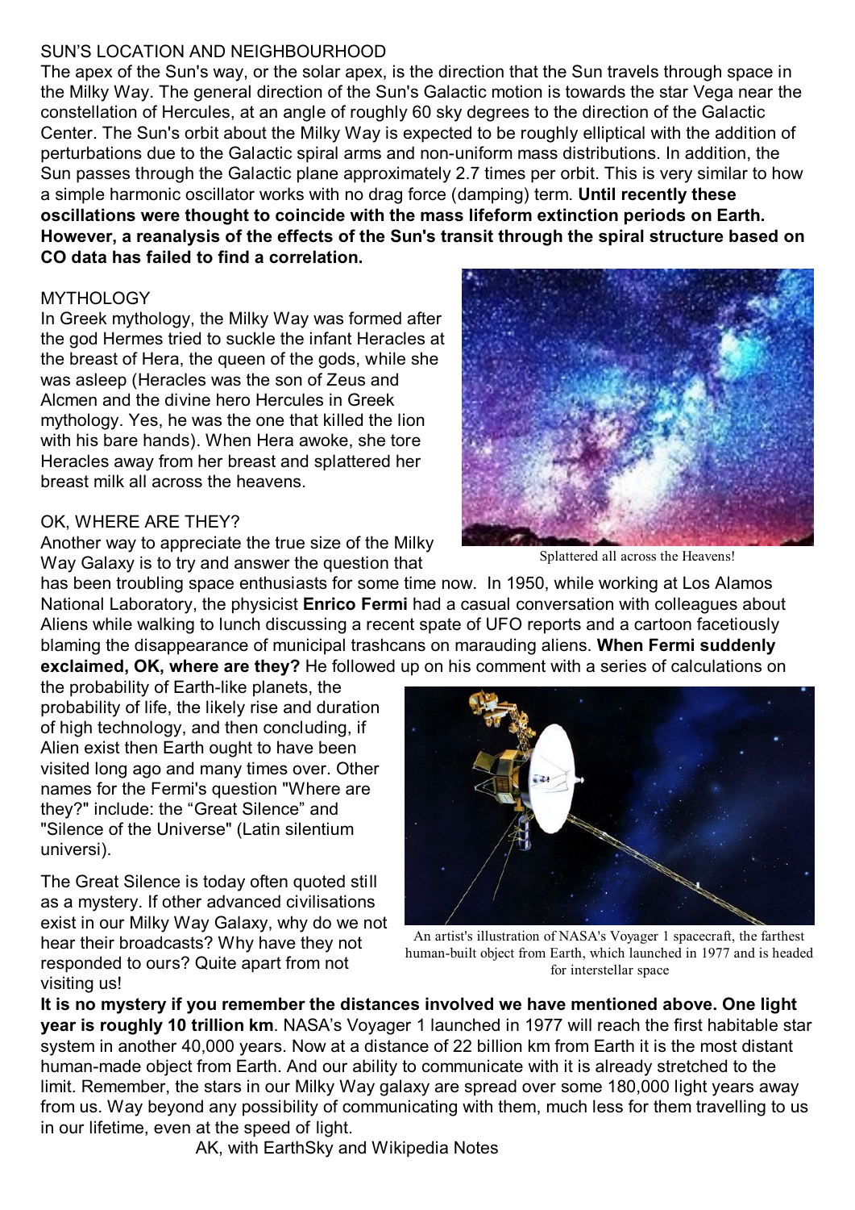## SUN'S LOCATION AND NEIGHBOURHOOD

The apex of the Sun's way, or the solar apex, is the direction that the Sun travels through space in the Milky Way. The general direction of the Sun's Galactic motion is towards the star Vega near the constellation of Hercules, at an angle of roughly 60 sky degrees to the direction of the Galactic Center. The Sun's orbit about the Milky Way is expected to be roughly elliptical with the addition of perturbations due to the Galactic spiral arms and non-uniform mass distributions. In addition, the Sun passes through the Galactic plane approximately 2.7 times per orbit. This is very similar to how a simple harmonic oscillator works with no drag force (damping) term. **Until recently these oscillations were thought to coincide with the mass lifeform extinction periods on Earth. However, a reanalysis of the effects of the Sun's transit through the spiral structure based on CO data has failed to find a correlation.**

## MYTHOLOGY

In Greek mythology, the Milky Way was formed after the god Hermes tried to suckle the infant Heracles at the breast of Hera, the queen of the gods, while she was asleep (Heracles was the son of Zeus and Alcmen and the divine hero Hercules in Greek mythology. Yes, he was the one that killed the lion with his bare hands). When Hera awoke, she tore Heracles away from her breast and splattered her breast milk all across the heavens.

Splattered all across the Heavens!

## OK, WHERE ARE THEY?

Another way to appreciate the true size of the Milky Way Galaxy is to try and answer the question that has been troubling space enthusiasts for some time now. In 1950, while working at Los Alamos National Laboratory, the physicist **Enrico Fermi** had a casual conversation with colleagues about Aliens while walking to lunch discussing a recent spate of UFO reports and a cartoon facetiously blaming the disappearance of municipal trashcans on marauding aliens. **When Fermi suddenly exclaimed, OK, where are they?** He followed up on his comment with a series of calculations on the probability of Earth-like planets, the probability of life, the likely rise and duration of high technology, and then concluding, if Alien exist then Earth ought to have been visited long ago and many times over. Other names for the Fermi's question "Where are they?" include: the "Great Silence" and "Silence of the Universe" (Latin silentium universi).

The Great Silence is today often quoted still as a mystery. If other advanced civilisations exist in our Milky Way Galaxy, why do we not hear their broadcasts? Why have they not responded to ours? Quite apart from not visiting us!

An artist's illustration of NASA's Voyager 1 spacecraft, the farthest human-built object from Earth, which launched in 1977 and is headed for interstellar space

**It is no mystery if you remember the distances involved we have mentioned above. One light year is roughly 10 trillion km**. NASA's Voyager 1 launched in 1977 will reach the first habitable star system in another 40,000 years. Now at a distance of 22 billion km from Earth it is the most distant human-made object from Earth. And our ability to communicate with it is already stretched to the limit. Remember, the stars in our Milky Way galaxy are spread over some 180,000 light years away from us. Way beyond any possibility of communicating with them, much less for them travelling to us in our lifetime, even at the speed of light.

AK, with EarthSky and Wikipedia Notes